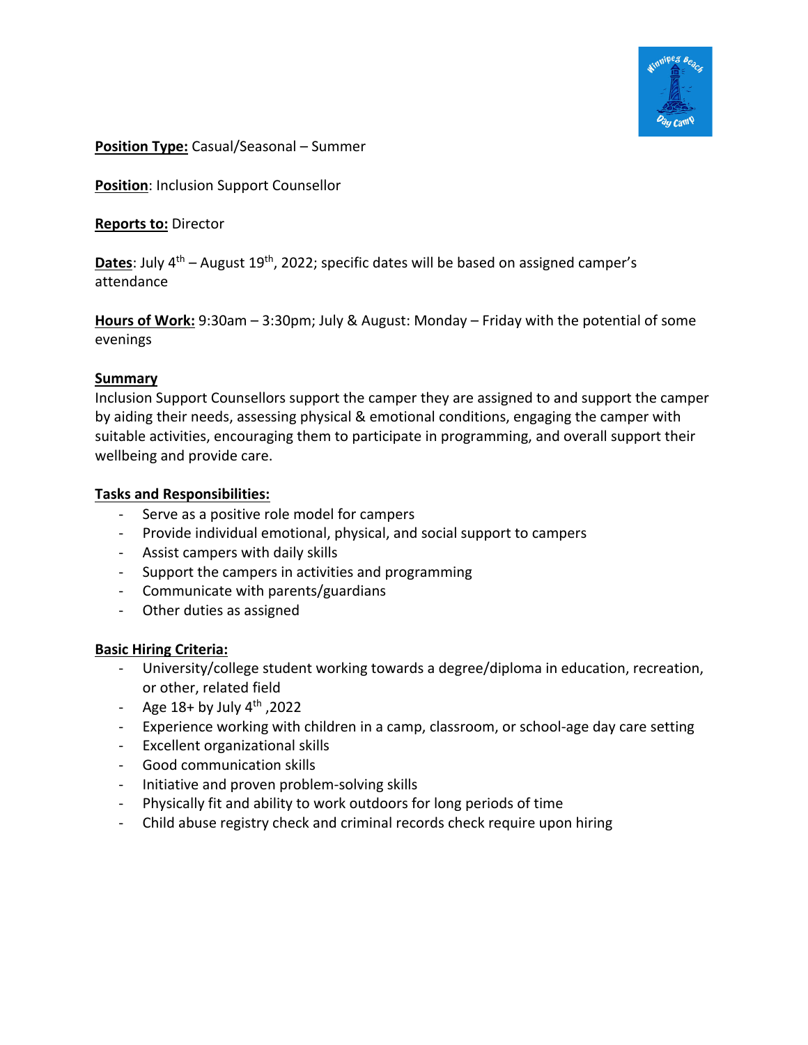**Position Type:** Casual/Seasonal – Summer

**Position**: Inclusion Support Counsellor

**Reports to:** Director

**Dates**: July 4th – August 19th, 2022; specific dates will be based on assigned camper's attendance

**Hours of Work:** 9:30am – 3:30pm; July & August: Monday – Friday with the potential of some evenings

**Summary**

Inclusion Support Counsellors support the camper they are assigned to and support the camper by aiding their needs, assessing physical & emotional conditions, engaging the camper with suitable activities, encouraging them to participate in programming, and overall support their wellbeing and provide care.

**Tasks and Responsibilities:**

- Serve as a positive role model for campers
- Provide individual emotional, physical, and social support to campers
- Assist campers with daily skills
- Support the campers in activities and programming
- Communicate with parents/guardians
- Other duties as assigned

**Basic Hiring Criteria:**

- University/college student working towards a degree/diploma in education, recreation, or other, related field
- Age 18+ by July 4th ,2022
- Experience working with children in a camp, classroom, or school-age day care setting
- Excellent organizational skills
- Good communication skills
- Initiative and proven problem-solving skills
- Physically fit and ability to work outdoors for long periods of time
- Child abuse registry check and criminal records check require upon hiring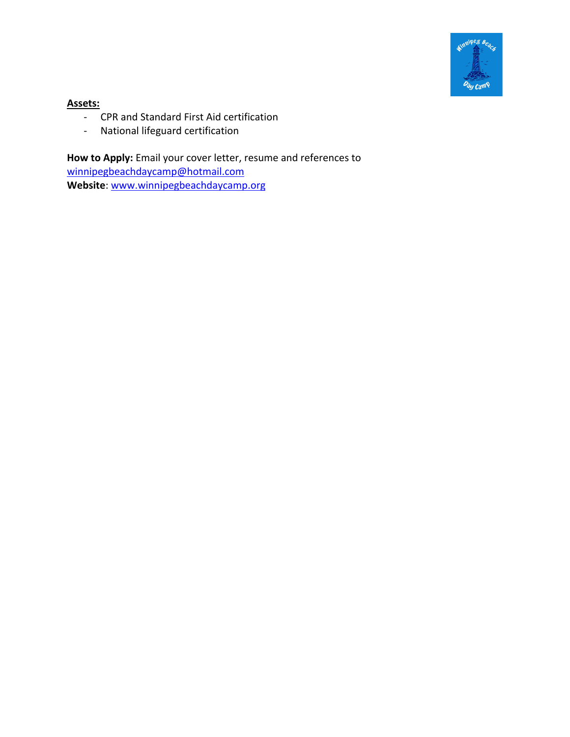**Assets:**

- CPR and Standard First Aid certification
- National lifeguard certification

**How to Apply:** Email your cover letter, resume and references to winnipegbeachdaycamp@hotmail.com
**Website**: www.winnipegbeachdaycamp.org